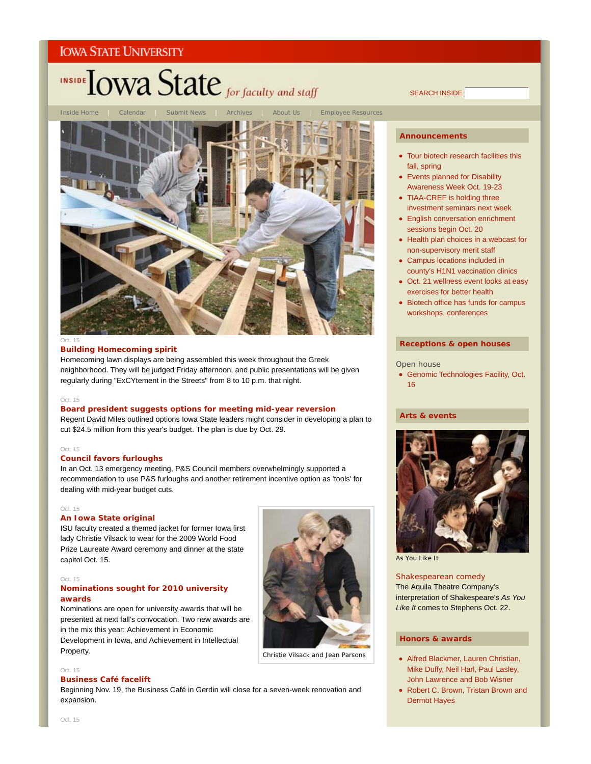Iowa State University

# INSIDE Iowa State *for faculty and staff*

SEARCH INSIDE

Inside Home | Calendar | Submit News | Archives | About Us | Employee Resources

Oct. 15

### Building Homecoming spirit

Homecoming lawn displays are being assembled this week throughout the Greek neighborhood. They will be judged Friday afternoon, and public presentations will be given regularly during "ExCYtement in the Streets" from 8 to 10 p.m. that night.

Oct. 15

### Board president suggests options for meeting mid-year reversion

Regent David Miles outlined options Iowa State leaders might consider in developing a plan to cut $24.5 million from this year's budget. The plan is due by Oct. 29.

Oct. 15

### Council favors furloughs

In an Oct. 13 emergency meeting, P&S Council members overwhelmingly supported a recommendation to use P&S furloughs and another retirement incentive option as 'tools' for dealing with mid-year budget cuts.

Oct. 15

### An Iowa State original

ISU faculty created a themed jacket for former Iowa first lady Christie Vilsack to wear for the 2009 World Food Prize Laureate Award ceremony and dinner at the state capitol Oct. 15.

Christie Vilsack and Jean Parsons

Oct. 15

### Nominations sought for 2010 university awards

Nominations are open for university awards that will be presented at next fall's convocation. Two new awards are in the mix this year: Achievement in Economic Development in Iowa, and Achievement in Intellectual Property.

Oct. 15

### Business Café facelift

Beginning Nov. 19, the Business Café in Gerdin will close for a seven-week renovation and expansion.

Oct. 15

## Announcements

- Tour biotech research facilities this fall, spring
- Events planned for Disability Awareness Week Oct. 19-23
- TIAA-CREF is holding three investment seminars next week
- English conversation enrichment sessions begin Oct. 20
- Health plan choices in a webcast for non-supervisory merit staff
- Campus locations included in county's H1N1 vaccination clinics
- Oct. 21 wellness event looks at easy exercises for better health
- Biotech office has funds for campus workshops, conferences

## Receptions & open houses

Open house

- Genomic Technologies Facility, Oct. 16

## Arts & events

As You Like It

### Shakespearean comedy

The Aquila Theatre Company's interpretation of Shakespeare's *As You Like It* comes to Stephens Oct. 22.

## Honors & awards

- Alfred Blackmer, Lauren Christian, Mike Duffy, Neil Harl, Paul Lasley, John Lawrence and Bob Wisner
- Robert C. Brown, Tristan Brown and Dermot Hayes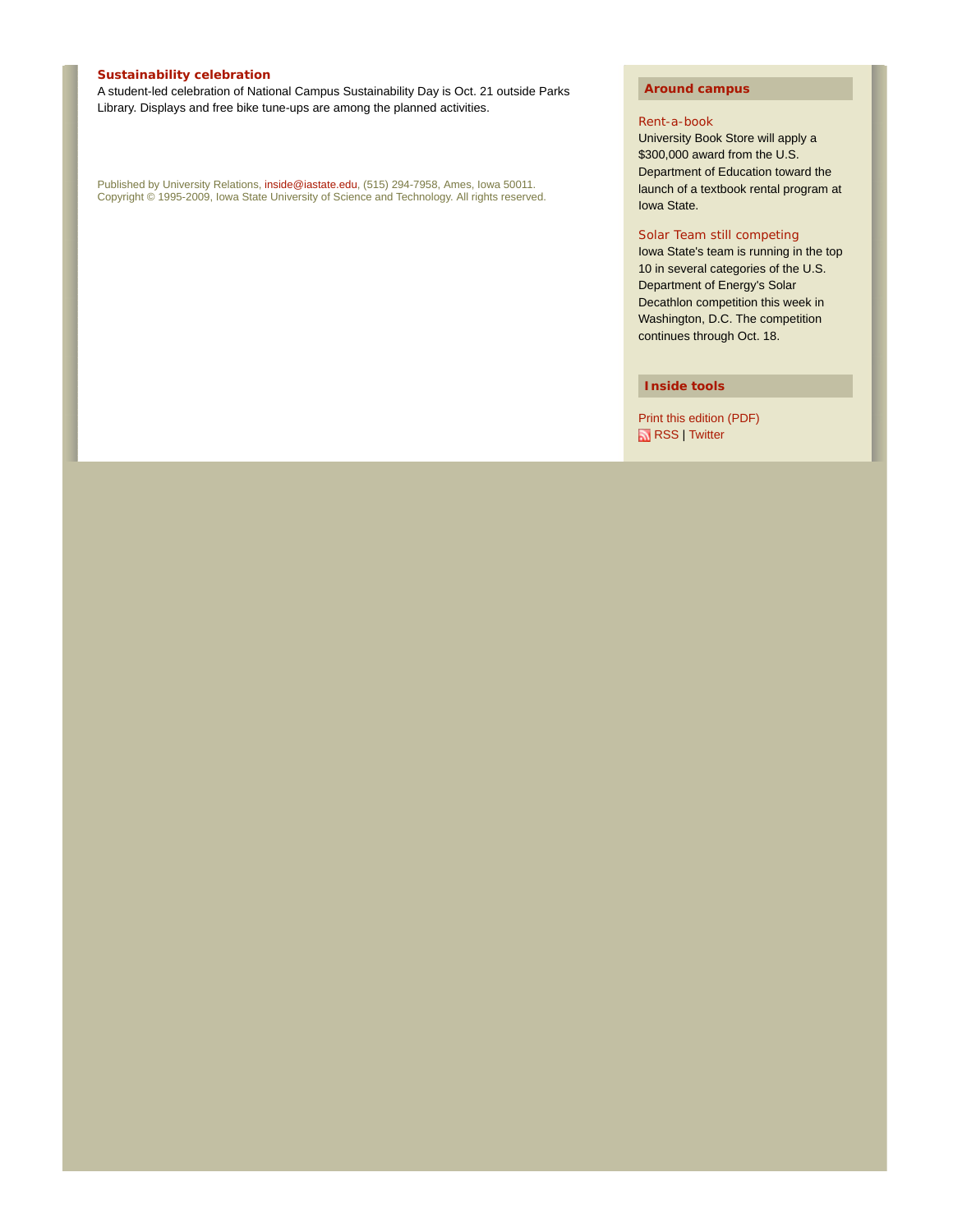### Sustainability celebration

A student-led celebration of National Campus Sustainability Day is Oct. 21 outside Parks Library. Displays and free bike tune-ups are among the planned activities.

Published by University Relations, inside@iastate.edu, (515) 294-7958, Ames, Iowa 50011.
Copyright © 1995-2009, Iowa State University of Science and Technology. All rights reserved.

## Around campus

### Rent-a-book

University Book Store will apply a $300,000 award from the U.S. Department of Education toward the launch of a textbook rental program at Iowa State.

### Solar Team still competing

Iowa State's team is running in the top 10 in several categories of the U.S. Department of Energy's Solar Decathlon competition this week in Washington, D.C. The competition continues through Oct. 18.

## Inside tools

Print this edition (PDF)
RSS | Twitter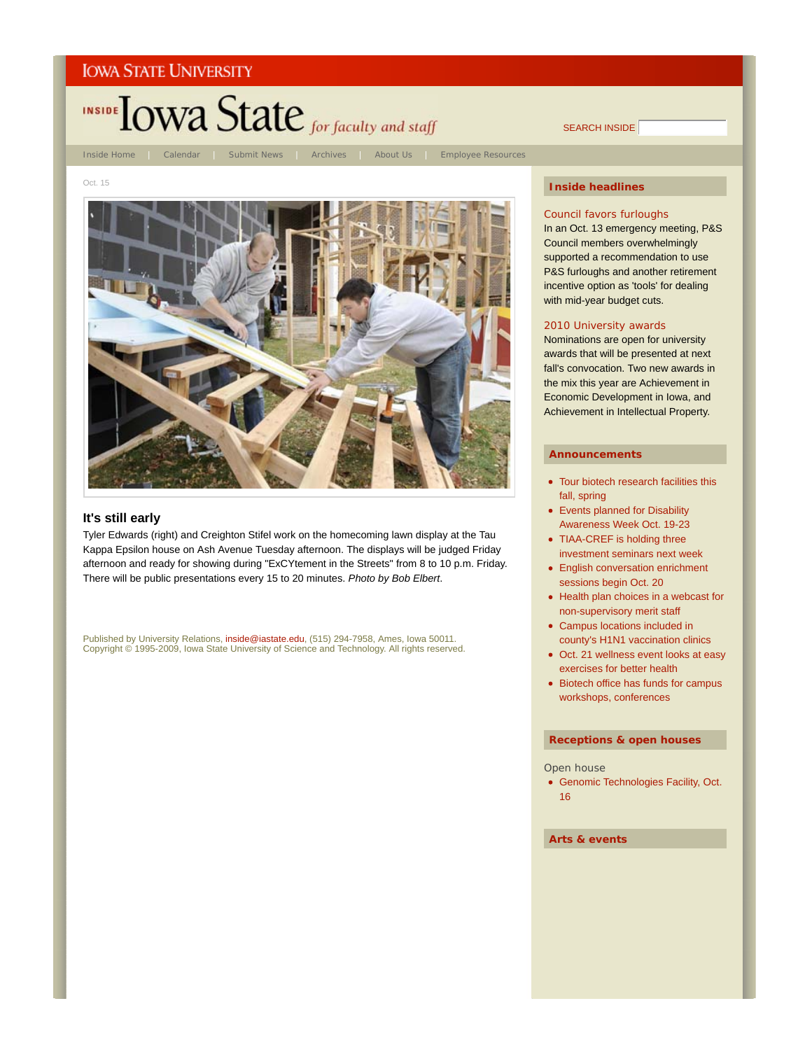IOWA STATE UNIVERSITY

INSIDE Iowa State *for faculty and staff*

SEARCH INSIDE

Inside Home | Calendar | Submit News | Archives | About Us | Employee Resources

Oct. 15

## It's still early

Tyler Edwards (right) and Creighton Stifel work on the homecoming lawn display at the Tau Kappa Epsilon house on Ash Avenue Tuesday afternoon. The displays will be judged Friday afternoon and ready for showing during "ExCYtement in the Streets" from 8 to 10 p.m. Friday. There will be public presentations every 15 to 20 minutes. *Photo by Bob Elbert*.

Published by University Relations, inside@iastate.edu, (515) 294-7958, Ames, Iowa 50011.
Copyright © 1995-2009, Iowa State University of Science and Technology. All rights reserved.

## Inside headlines

**Council favors furloughs**
In an Oct. 13 emergency meeting, P&S Council members overwhelmingly supported a recommendation to use P&S furloughs and another retirement incentive option as 'tools' for dealing with mid-year budget cuts.

**2010 University awards**
Nominations are open for university awards that will be presented at next fall's convocation. Two new awards in the mix this year are Achievement in Iowa Economic Development in Iowa, and Achievement in Intellectual Property.

## Announcements

- Tour biotech research facilities this fall, spring
- Events planned for Disability Awareness Week Oct. 19-23
- TIAA-CREF is holding three investment seminars next week
- English conversation enrichment sessions begin Oct. 20
- Health plan choices in a webcast for non-supervisory merit staff
- Campus locations included in county's H1N1 vaccination clinics
- Oct. 21 wellness event looks at easy exercises for better health
- Biotech office has funds for campus workshops, conferences

## Receptions & open houses

Open house

- Genomic Technologies Facility, Oct. 16

## Arts & events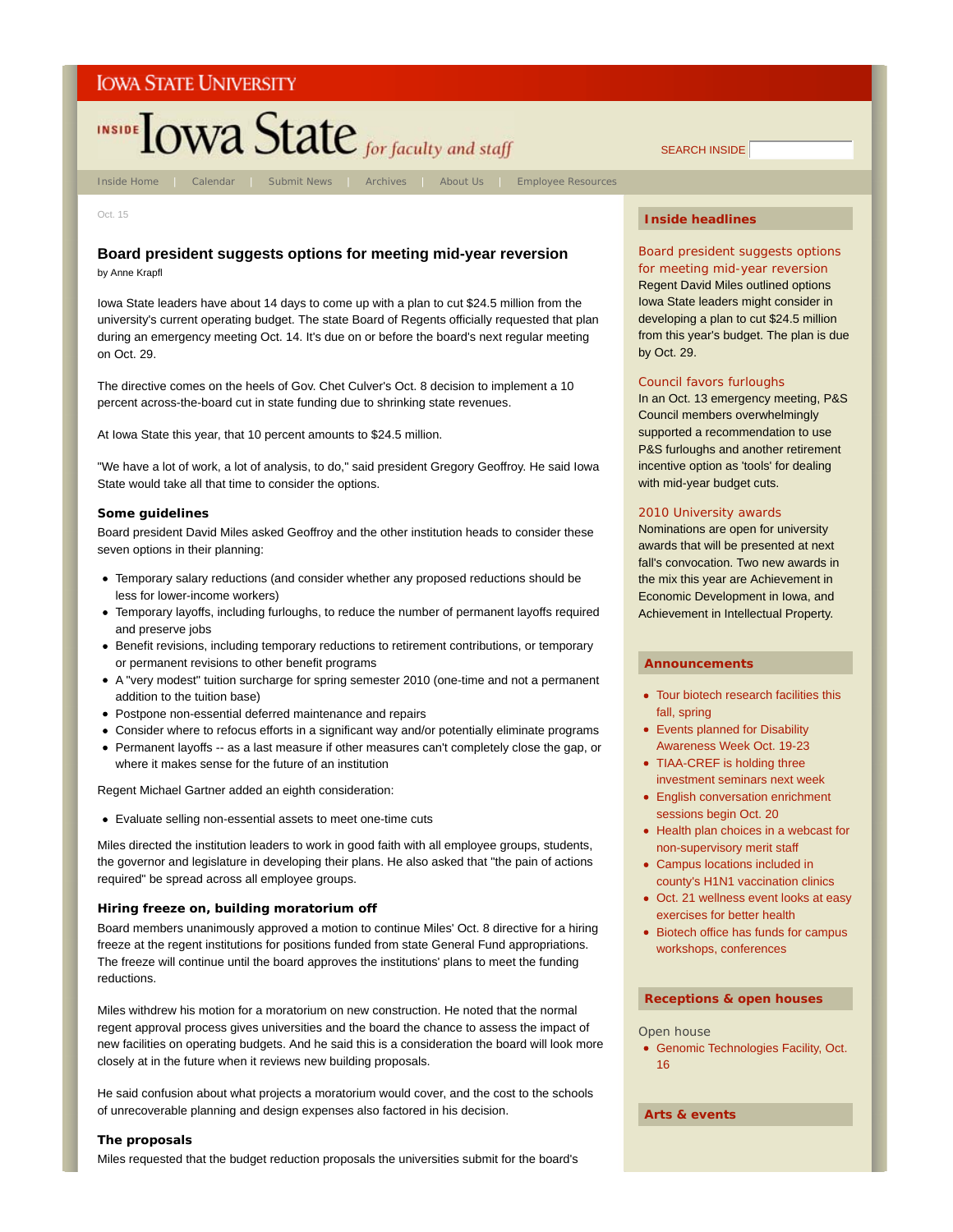Iowa State University

Inside Iowa State for faculty and staff

SEARCH INSIDE

Inside Home | Calendar | Submit News | Archives | About Us | Employee Resources

Oct. 15

# Board president suggests options for meeting mid-year reversion

by Anne Krapfl

Iowa State leaders have about 14 days to come up with a plan to cut $24.5 million from the university's current operating budget. The state Board of Regents officially requested that plan during an emergency meeting Oct. 14. It's due on or before the board's next regular meeting on Oct. 29.

The directive comes on the heels of Gov. Chet Culver's Oct. 8 decision to implement a 10 percent across-the-board cut in state funding due to shrinking state revenues.

At Iowa State this year, that 10 percent amounts to $24.5 million.

"We have a lot of work, a lot of analysis, to do," said president Gregory Geoffroy. He said Iowa State would take all that time to consider the options.

### Some guidelines

Board president David Miles asked Geoffroy and the other institution heads to consider these seven options in their planning:

- Temporary salary reductions (and consider whether any proposed reductions should be less for lower-income workers)
- Temporary layoffs, including furloughs, to reduce the number of permanent layoffs required and preserve jobs
- Benefit revisions, including temporary reductions to retirement contributions, or temporary or permanent revisions to other benefit programs
- A "very modest" tuition surcharge for spring semester 2010 (one-time and not a permanent addition to the tuition base)
- Postpone non-essential deferred maintenance and repairs
- Consider where to refocus efforts in a significant way and/or potentially eliminate programs
- Permanent layoffs -- as a last measure if other measures can't completely close the gap, or where it makes sense for the future of an institution

Regent Michael Gartner added an eighth consideration:

- Evaluate selling non-essential assets to meet one-time cuts

Miles directed the institution leaders to work in good faith with all employee groups, students, the governor and legislature in developing their plans. He also asked that "the pain of actions required" be spread across all employee groups.

### Hiring freeze on, building moratorium off

Board members unanimously approved a motion to continue Miles' Oct. 8 directive for a hiring freeze at the regent institutions for positions funded from state General Fund appropriations. The freeze will continue until the board approves the institutions' plans to meet the funding reductions.

Miles withdrew his motion for a moratorium on new construction. He noted that the normal regent approval process gives universities and the board the chance to assess the impact of new facilities on operating budgets. And he said this is a consideration the board will look more closely at in the future when it reviews new building proposals.

He said confusion about what projects a moratorium would cover, and the cost to the schools of unrecoverable planning and design expenses also factored in his decision.

### The proposals

Miles requested that the budget reduction proposals the universities submit for the board's

## Inside headlines

**Board president suggests options for meeting mid-year reversion**
Regent David Miles outlined options Iowa State leaders might consider in developing a plan to cut $24.5 million from this year's budget. The plan is due by Oct. 29.

**Council favors furloughs**
In an Oct. 13 emergency meeting, P&S Council members overwhelmingly supported a recommendation to use P&S furloughs and another retirement incentive option as 'tools' for dealing with mid-year budget cuts.

**2010 University awards**
Nominations are open for university awards that will be presented at next fall's convocation. Two new awards in the mix this year are Achievement in Economic Development in Iowa, and Achievement in Intellectual Property.

## Announcements

- Tour biotech research facilities this fall, spring
- Events planned for Disability Awareness Week Oct. 19-23
- TIAA-CREF is holding three investment seminars next week
- English conversation enrichment sessions begin Oct. 20
- Health plan choices in a webcast for non-supervisory merit staff
- Campus locations included in county's H1N1 vaccination clinics
- Oct. 21 wellness event looks at easy exercises for better health
- Biotech office has funds for campus workshops, conferences

## Receptions & open houses

Open house

- Genomic Technologies Facility, Oct. 16

## Arts & events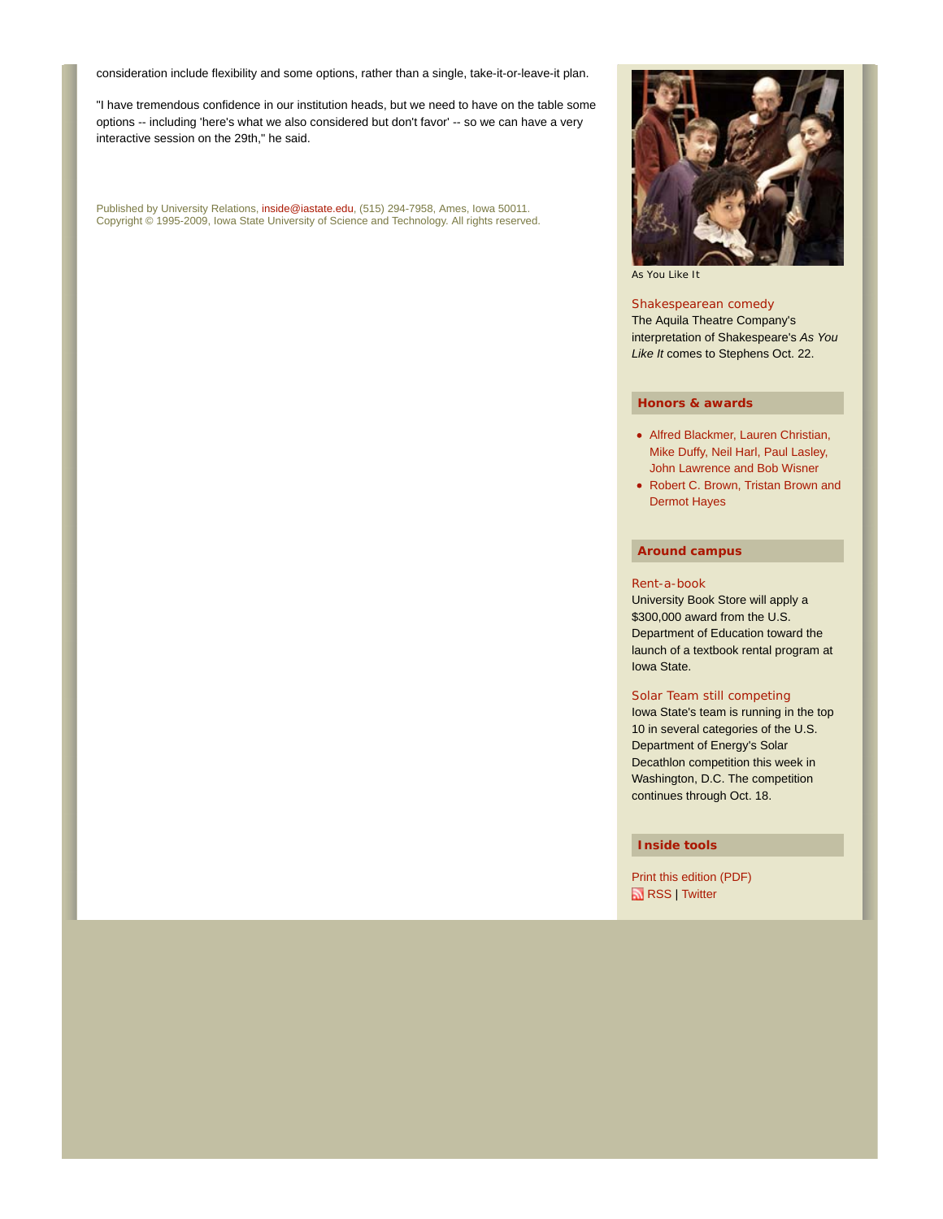consideration include flexibility and some options, rather than a single, take-it-or-leave-it plan.

"I have tremendous confidence in our institution heads, but we need to have on the table some options -- including 'here's what we also considered but don't favor' -- so we can have a very interactive session on the 29th," he said.

Published by University Relations, inside@iastate.edu, (515) 294-7958, Ames, Iowa 50011.
Copyright © 1995-2009, Iowa State University of Science and Technology. All rights reserved.

As You Like It

Shakespearean comedy

The Aquila Theatre Company's interpretation of Shakespeare's *As You Like It* comes to Stephens Oct. 22.

## Honors & awards

- Alfred Blackmer, Lauren Christian, Mike Duffy, Neil Harl, Paul Lasley, John Lawrence and Bob Wisner
- Robert C. Brown, Tristan Brown and Dermot Hayes

## Around campus

Rent-a-book

University Book Store will apply a $300,000 award from the U.S. Department of Education toward the launch of a textbook rental program at Iowa State.

Solar Team still competing

Iowa State's team is running in the top 10 in several categories of the U.S. Department of Energy's Solar Decathlon competition this week in Washington, D.C. The competition continues through Oct. 18.

## Inside tools

Print this edition (PDF)

RSS | Twitter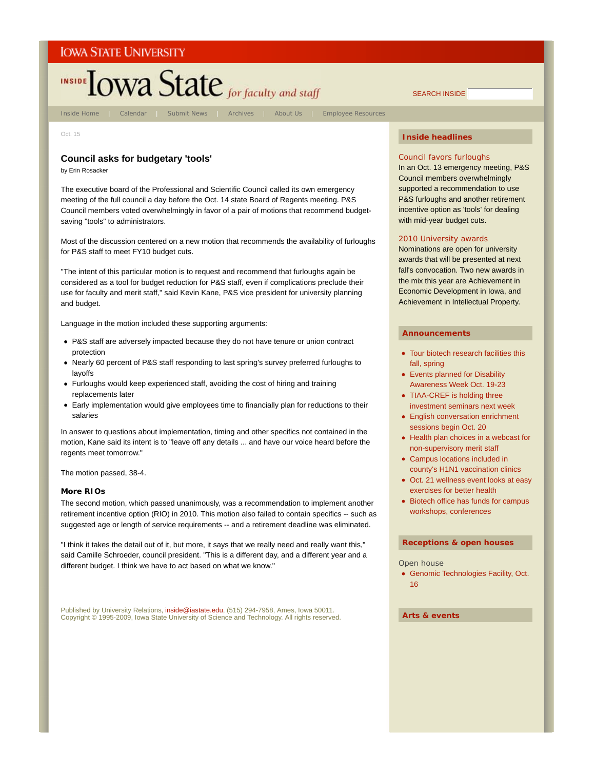Oct. 15

## Council asks for budgetary 'tools'

by Erin Rosacker

The executive board of the Professional and Scientific Council called its own emergency meeting of the full council a day before the Oct. 14 state Board of Regents meeting. P&S Council members voted overwhelmingly in favor of a pair of motions that recommend budget-saving "tools" to administrators.

Most of the discussion centered on a new motion that recommends the availability of furloughs for P&S staff to meet FY10 budget cuts.

"The intent of this particular motion is to request and recommend that furloughs again be considered as a tool for budget reduction for P&S staff, even if complications preclude their use for faculty and merit staff," said Kevin Kane, P&S vice president for university planning and budget.

Language in the motion included these supporting arguments:

- P&S staff are adversely impacted because they do not have tenure or union contract protection
- Nearly 60 percent of P&S staff responding to last spring's survey preferred furloughs to layoffs
- Furloughs would keep experienced staff, avoiding the cost of hiring and training replacements later
- Early implementation would give employees time to financially plan for reductions to their salaries

In answer to questions about implementation, timing and other specifics not contained in the motion, Kane said his intent is to "leave off any details ... and have our voice heard before the regents meet tomorrow."

The motion passed, 38-4.

### More RIOs

The second motion, which passed unanimously, was a recommendation to implement another retirement incentive option (RIO) in 2010. This motion also failed to contain specifics -- such as suggested age or length of service requirements -- and a retirement deadline was eliminated.

"I think it takes the detail out of it, but more, it says that we really need and really want this," said Camille Schroeder, council president. "This is a different day, and a different year and a different budget. I think we have to act based on what we know."

Published by University Relations, inside@iastate.edu, (515) 294-7958, Ames, Iowa 50011.
Copyright © 1995-2009, Iowa State University of Science and Technology. All rights reserved.

### Inside headlines

**Council favors furloughs**
In an Oct. 13 emergency meeting, P&S Council members overwhelmingly supported a recommendation to use P&S furloughs and another retirement incentive option as 'tools' for dealing with mid-year budget cuts.

**2010 University awards**
Nominations are open for university awards that will be presented at next fall's convocation. Two new awards in the mix this year are Achievement in Economic Development in Iowa, and Achievement in Intellectual Property.

### Announcements

- Tour biotech research facilities this fall, spring
- Events planned for Disability Awareness Week Oct. 19-23
- TIAA-CREF is holding three investment seminars next week
- English conversation enrichment sessions begin Oct. 20
- Health plan choices in a webcast for non-supervisory merit staff
- Campus locations included in county's H1N1 vaccination clinics
- Oct. 21 wellness event looks at easy exercises for better health
- Biotech office has funds for campus workshops, conferences

### Receptions & open houses

Open house

- Genomic Technologies Facility, Oct. 16

### Arts & events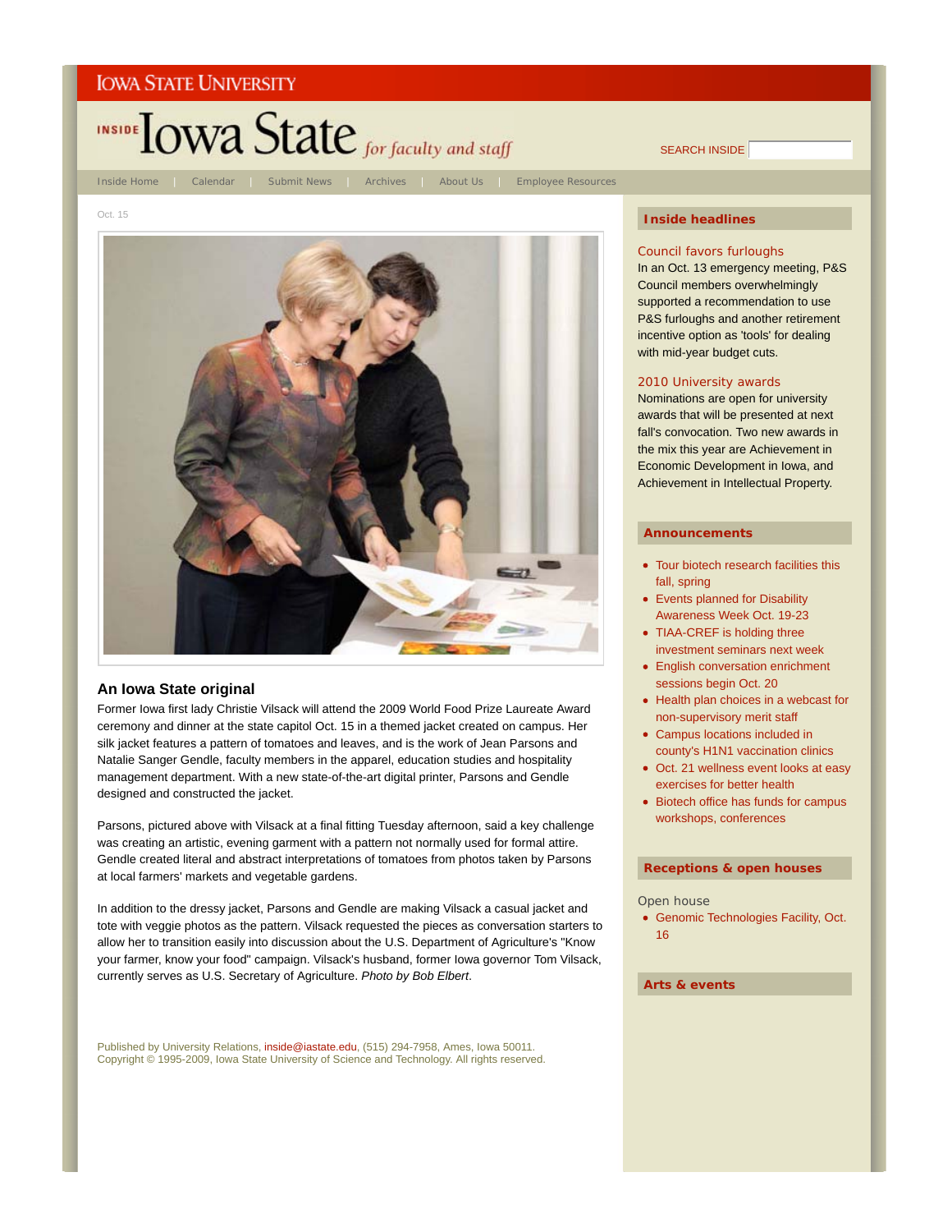IOWA STATE UNIVERSITY

INSIDE Iowa State *for faculty and staff*

SEARCH INSIDE

Inside Home | Calendar | Submit News | Archives | About Us | Employee Resources

Oct. 15

## An Iowa State original

Former Iowa first lady Christie Vilsack will attend the 2009 World Food Prize Laureate Award ceremony and dinner at the state capitol Oct. 15 in a themed jacket created on campus. Her silk jacket features a pattern of tomatoes and leaves, and is the work of Jean Parsons and Natalie Sanger Gendle, faculty members in the apparel, education studies and hospitality management department. With a new state-of-the-art digital printer, Parsons and Gendle designed and constructed the jacket.

Parsons, pictured above with Vilsack at a final fitting Tuesday afternoon, said a key challenge was creating an artistic, evening garment with a pattern not normally used for formal attire. Gendle created literal and abstract interpretations of tomatoes from photos taken by Parsons at local farmers' markets and vegetable gardens.

In addition to the dressy jacket, Parsons and Gendle are making Vilsack a casual jacket and tote with veggie photos as the pattern. Vilsack requested the pieces as conversation starters to allow her to transition easily into discussion about the U.S. Department of Agriculture's "Know your farmer, know your food" campaign. Vilsack's husband, former Iowa governor Tom Vilsack, currently serves as U.S. Secretary of Agriculture. *Photo by Bob Elbert*.

Published by University Relations, inside@iastate.edu, (515) 294-7958, Ames, Iowa 50011.
Copyright © 1995-2009, Iowa State University of Science and Technology. All rights reserved.

### Inside headlines

**Council favors furloughs**
In an Oct. 13 emergency meeting, P&S Council members overwhelmingly supported a recommendation to use P&S furloughs and another retirement incentive option as 'tools' for dealing with mid-year budget cuts.

**2010 University awards**
Nominations are open for university awards that will be presented at next fall's convocation. Two new awards in the mix this year are Achievement in Economic Development in Iowa, and Achievement in Intellectual Property.

### Announcements

- Tour biotech research facilities this fall, spring
- Events planned for Disability Awareness Week Oct. 19-23
- TIAA-CREF is holding three investment seminars next week
- English conversation enrichment sessions begin Oct. 20
- Health plan choices in a webcast for non-supervisory merit staff
- Campus locations included in county's H1N1 vaccination clinics
- Oct. 21 wellness event looks at easy exercises for better health
- Biotech office has funds for campus workshops, conferences

### Receptions & open houses

Open house

- Genomic Technologies Facility, Oct. 16

### Arts & events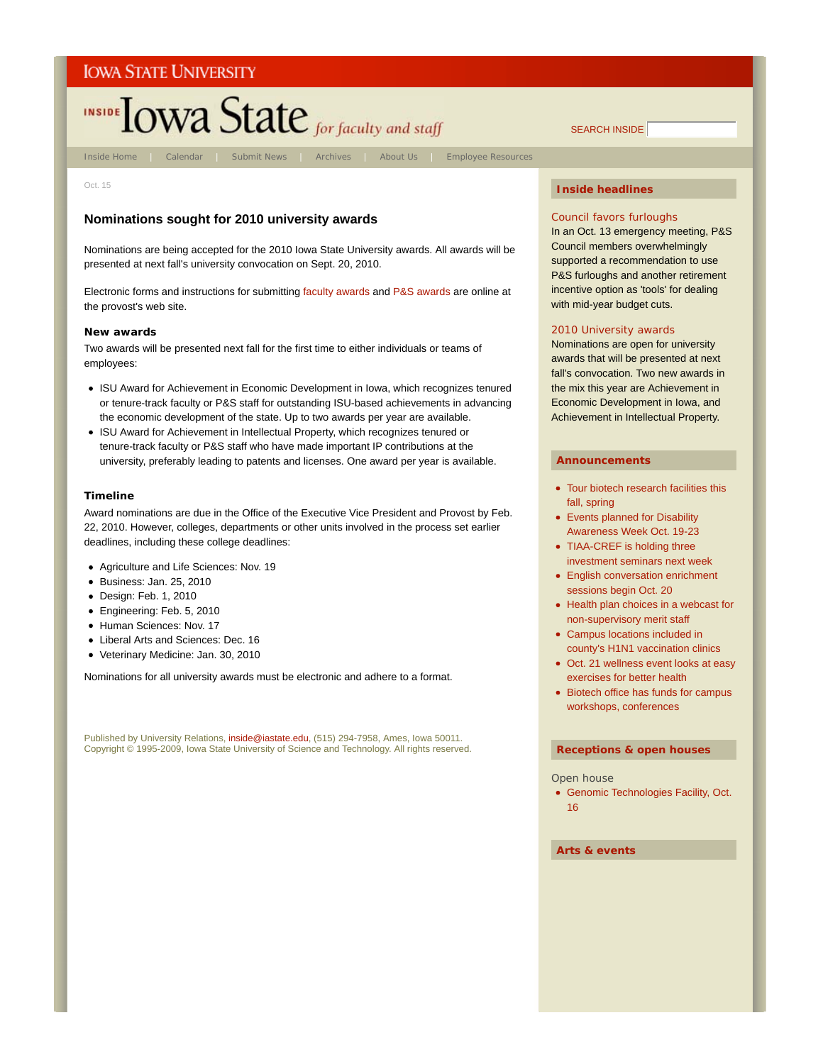Iowa State University

INSIDE Iowa State *for faculty and staff*

SEARCH INSIDE

Inside Home | Calendar | Submit News | Archives | About Us | Employee Resources

Oct. 15

## Nominations sought for 2010 university awards

Nominations are being accepted for the 2010 Iowa State University awards. All awards will be presented at next fall's university convocation on Sept. 20, 2010.

Electronic forms and instructions for submitting faculty awards and P&S awards are online at the provost's web site.

### New awards

Two awards will be presented next fall for the first time to either individuals or teams of employees:

- ISU Award for Achievement in Economic Development in Iowa, which recognizes tenured or tenure-track faculty or P&S staff for outstanding ISU-based achievements in advancing the economic development of the state. Up to two awards per year are available.
- ISU Award for Achievement in Intellectual Property, which recognizes tenured or tenure-track faculty or P&S staff who have made important IP contributions at the university, preferably leading to patents and licenses. One award per year is available.

### Timeline

Award nominations are due in the Office of the Executive Vice President and Provost by Feb. 22, 2010. However, colleges, departments or other units involved in the process set earlier deadlines, including these college deadlines:

- Agriculture and Life Sciences: Nov. 19
- Business: Jan. 25, 2010
- Design: Feb. 1, 2010
- Engineering: Feb. 5, 2010
- Human Sciences: Nov. 17
- Liberal Arts and Sciences: Dec. 16
- Veterinary Medicine: Jan. 30, 2010

Nominations for all university awards must be electronic and adhere to a format.

Published by University Relations, inside@iastate.edu, (515) 294-7958, Ames, Iowa 50011.
Copyright © 1995-2009, Iowa State University of Science and Technology. All rights reserved.

### Inside headlines

**Council favors furloughs**
In an Oct. 13 emergency meeting, P&S Council members overwhelmingly supported a recommendation to use P&S furloughs and another retirement incentive option as 'tools' for dealing with mid-year budget cuts.

**2010 University awards**
Nominations are open for university awards that will be presented at next fall's convocation. Two new awards in the mix this year are Achievement in Economic Development in Iowa, and Achievement in Intellectual Property.

### Announcements

- Tour biotech research facilities this fall, spring
- Events planned for Disability Awareness Week Oct. 19-23
- TIAA-CREF is holding three investment seminars next week
- English conversation enrichment sessions begin Oct. 20
- Health plan choices in a webcast for non-supervisory merit staff
- Campus locations included in county's H1N1 vaccination clinics
- Oct. 21 wellness event looks at easy exercises for better health
- Biotech office has funds for campus workshops, conferences

### Receptions & open houses

Open house

- Genomic Technologies Facility, Oct. 16

### Arts & events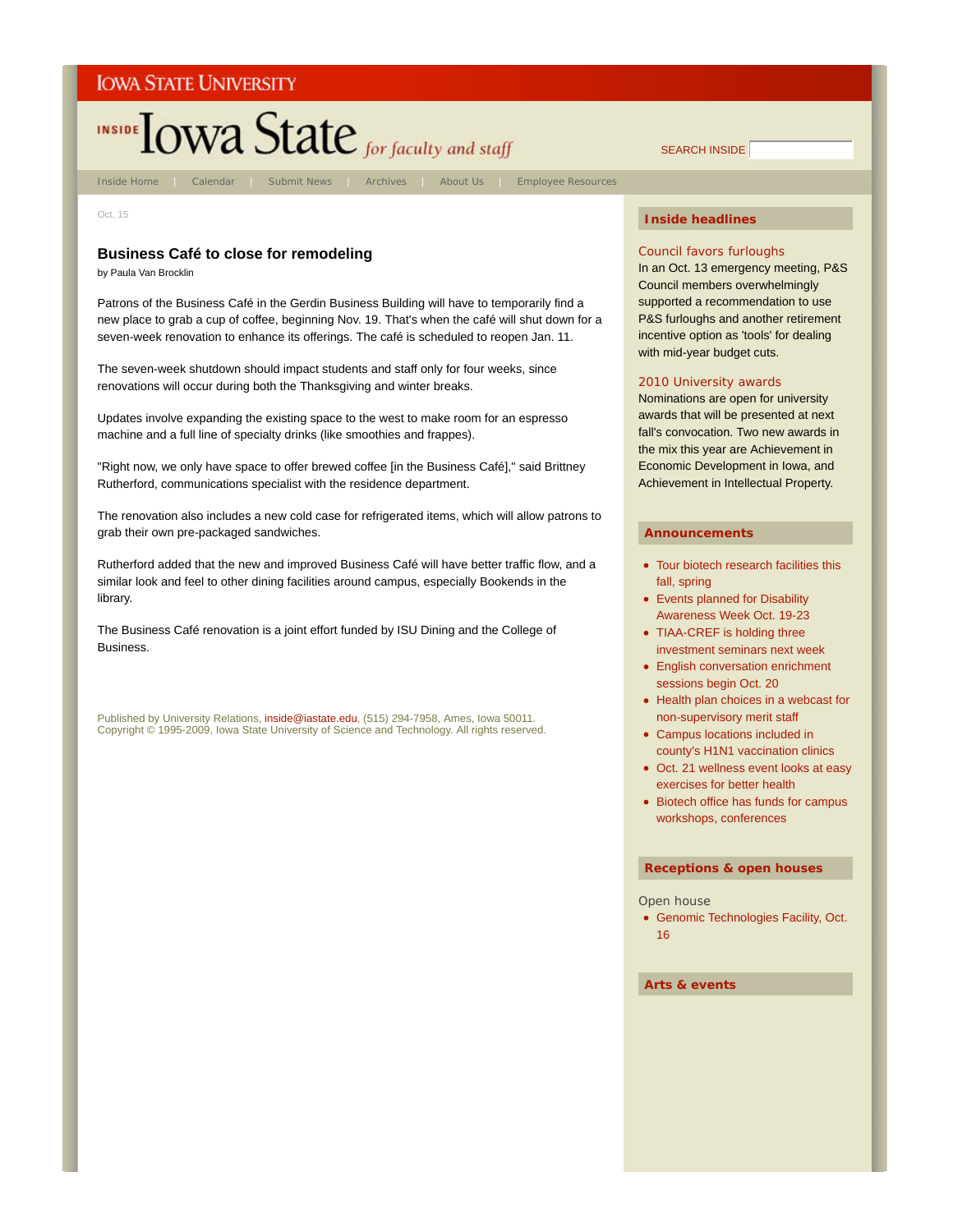Oct. 15

## Business Café to close for remodeling

by Paula Van Brocklin

Patrons of the Business Café in the Gerdin Business Building will have to temporarily find a new place to grab a cup of coffee, beginning Nov. 19. That's when the café will shut down for a seven-week renovation to enhance its offerings. The café is scheduled to reopen Jan. 11.

The seven-week shutdown should impact students and staff only for four weeks, since renovations will occur during both the Thanksgiving and winter breaks.

Updates involve expanding the existing space to the west to make room for an espresso machine and a full line of specialty drinks (like smoothies and frappes).

"Right now, we only have space to offer brewed coffee [in the Business Café]," said Brittney Rutherford, communications specialist with the residence department.

The renovation also includes a new cold case for refrigerated items, which will allow patrons to grab their own pre-packaged sandwiches.

Rutherford added that the new and improved Business Café will have better traffic flow, and a similar look and feel to other dining facilities around campus, especially Bookends in the library.

The Business Café renovation is a joint effort funded by ISU Dining and the College of Business.

Published by University Relations, inside@iastate.edu, (515) 294-7958, Ames, Iowa 50011.
Copyright © 1995-2009, Iowa State University of Science and Technology. All rights reserved.

### Inside headlines

**Council favors furloughs**
In an Oct. 13 emergency meeting, P&S Council members overwhelmingly supported a recommendation to use P&S furloughs and another retirement incentive option as 'tools' for dealing with mid-year budget cuts.

**2010 University awards**
Nominations are open for university awards that will be presented at next fall's convocation. Two new awards in the mix this year are Achievement in Economic Development in Iowa, and Achievement in Intellectual Property.

### Announcements

- Tour biotech research facilities this fall, spring
- Events planned for Disability Awareness Week Oct. 19-23
- TIAA-CREF is holding three investment seminars next week
- English conversation enrichment sessions begin Oct. 20
- Health plan choices in a webcast for non-supervisory merit staff
- Campus locations included in county's H1N1 vaccination clinics
- Oct. 21 wellness event looks at easy exercises for better health
- Biotech office has funds for campus workshops, conferences

### Receptions & open houses

Open house

- Genomic Technologies Facility, Oct. 16

### Arts & events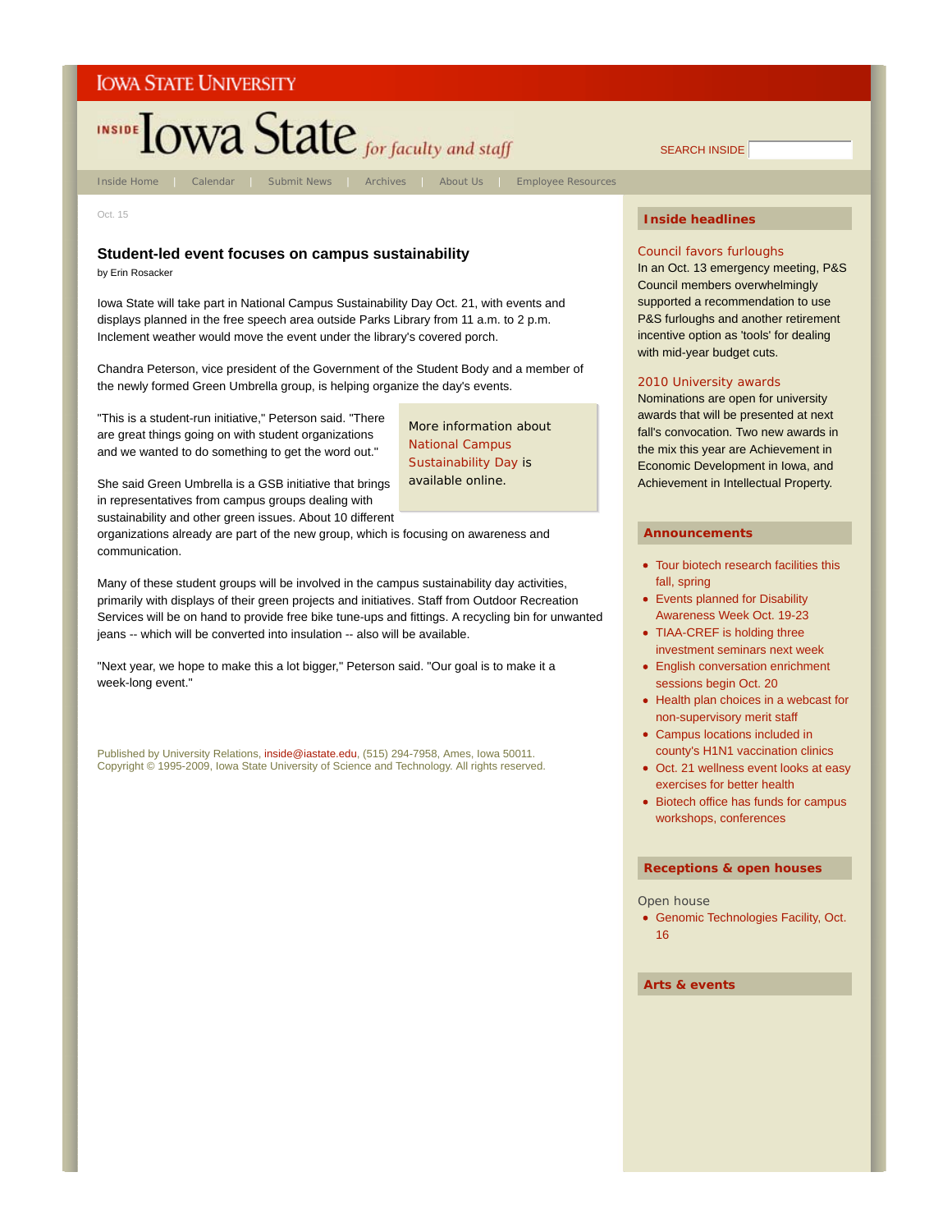IOWA STATE UNIVERSITY

INSIDE Iowa State *for faculty and staff*

SEARCH INSIDE

Inside Home | Calendar | Submit News | Archives | About Us | Employee Resources

Oct. 15

## Student-led event focuses on campus sustainability

by Erin Rosacker

Iowa State will take part in National Campus Sustainability Day Oct. 21, with events and displays planned in the free speech area outside Parks Library from 11 a.m. to 2 p.m. Inclement weather would move the event under the library's covered porch.

Chandra Peterson, vice president of the Government of the Student Body and a member of the newly formed Green Umbrella group, is helping organize the day's events.

"This is a student-run initiative," Peterson said. "There are great things going on with student organizations and we wanted to do something to get the word out."

> More information about National Campus Sustainability Day is available online.

She said Green Umbrella is a GSB initiative that brings in representatives from campus groups dealing with sustainability and other green issues. About 10 different organizations already are part of the new group, which is focusing on awareness and communication.

Many of these student groups will be involved in the campus sustainability day activities, primarily with displays of their green projects and initiatives. Staff from Outdoor Recreation Services will be on hand to provide free bike tune-ups and fittings. A recycling bin for unwanted jeans -- which will be converted into insulation -- also will be available.

"Next year, we hope to make this a lot bigger," Peterson said. "Our goal is to make it a week-long event."

Published by University Relations, inside@iastate.edu, (515) 294-7958, Ames, Iowa 50011.
Copyright © 1995-2009, Iowa State University of Science and Technology. All rights reserved.

### Inside headlines

**Council favors furloughs**
In an Oct. 13 emergency meeting, P&S Council members overwhelmingly supported a recommendation to use P&S furloughs and another retirement incentive option as 'tools' for dealing with mid-year budget cuts.

**2010 University awards**
Nominations are open for university awards that will be presented at next fall's convocation. Two new awards in the mix this year are Achievement in Economic Development in Iowa, and Achievement in Intellectual Property.

### Announcements

- Tour biotech research facilities this fall, spring
- Events planned for Disability Awareness Week Oct. 19-23
- TIAA-CREF is holding three investment seminars next week
- English conversation enrichment sessions begin Oct. 20
- Health plan choices in a webcast for non-supervisory merit staff
- Campus locations included in county's H1N1 vaccination clinics
- Oct. 21 wellness event looks at easy exercises for better health
- Biotech office has funds for campus workshops, conferences

### Receptions & open houses

Open house

- Genomic Technologies Facility, Oct. 16

### Arts & events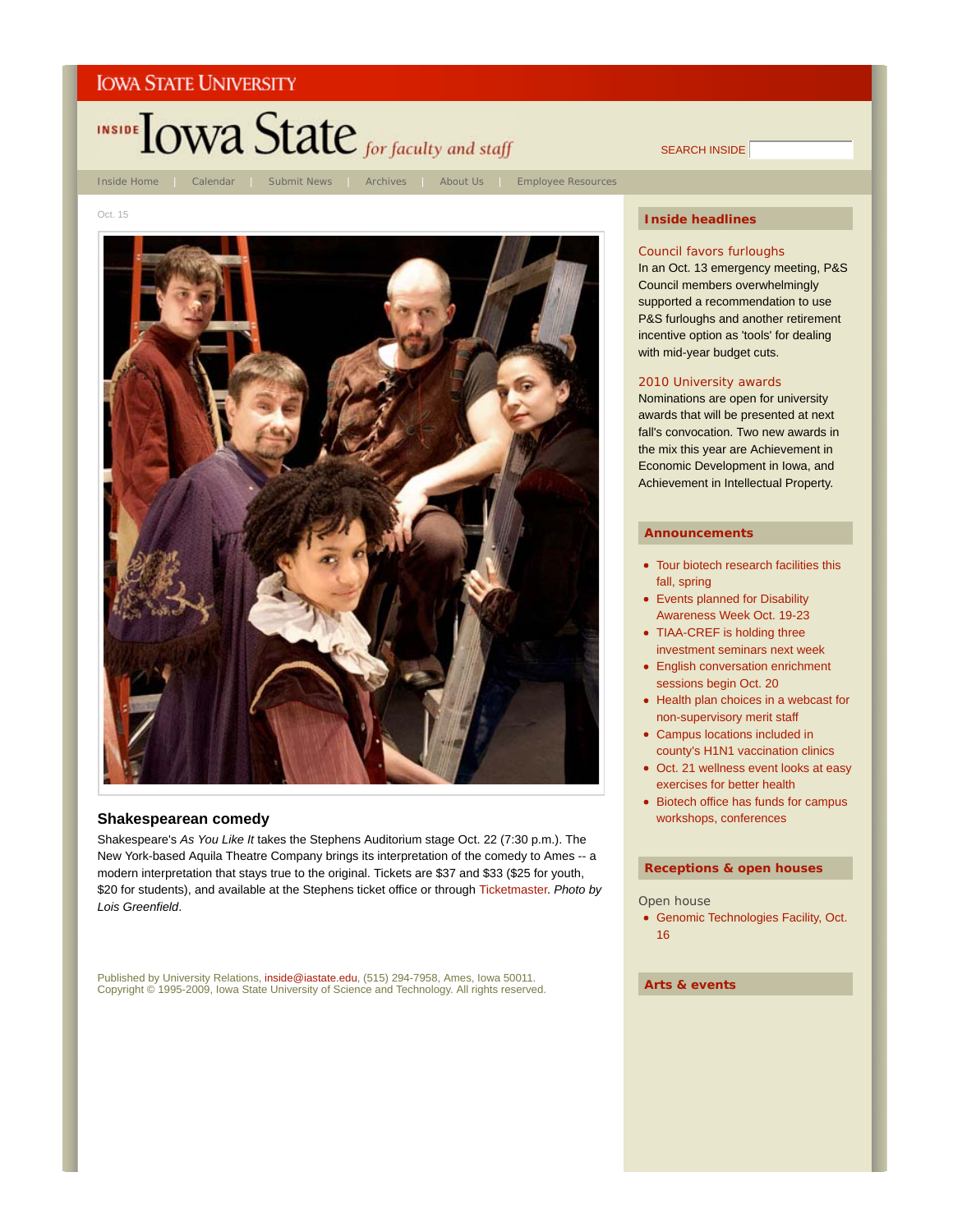IOWA STATE UNIVERSITY

INSIDE Iowa State *for faculty and staff*

SEARCH INSIDE

Inside Home | Calendar | Submit News | Archives | About Us | Employee Resources

Oct. 15

## Shakespearean comedy

Shakespeare's *As You Like It* takes the Stephens Auditorium stage Oct. 22 (7:30 p.m.). The New York-based Aquila Theatre Company brings its interpretation of the comedy to Ames -- a modern interpretation that stays true to the original. Tickets are $37 and $33 ($25 for youth, $20 for students), and available at the Stephens ticket office or through Ticketmaster. *Photo by Lois Greenfield*.

Published by University Relations, inside@iastate.edu, (515) 294-7958, Ames, Iowa 50011.
Copyright © 1995-2009, Iowa State University of Science and Technology. All rights reserved.

### Inside headlines

**Council favors furloughs**
In an Oct. 13 emergency meeting, P&S Council members overwhelmingly supported a recommendation to use P&S furloughs and another retirement incentive option as 'tools' for dealing with mid-year budget cuts.

**2010 University awards**
Nominations are open for university awards that will be presented at next fall's convocation. Two new awards in the mix this year are Achievement in Economic Development in Iowa, and Achievement in Intellectual Property.

### Announcements

- Tour biotech research facilities this fall, spring
- Events planned for Disability Awareness Week Oct. 19-23
- TIAA-CREF is holding three investment seminars next week
- English conversation enrichment sessions begin Oct. 20
- Health plan choices in a webcast for non-supervisory merit staff
- Campus locations included in county's H1N1 vaccination clinics
- Oct. 21 wellness event looks at easy exercises for better health
- Biotech office has funds for campus workshops, conferences

### Receptions & open houses

Open house

- Genomic Technologies Facility, Oct. 16

### Arts & events